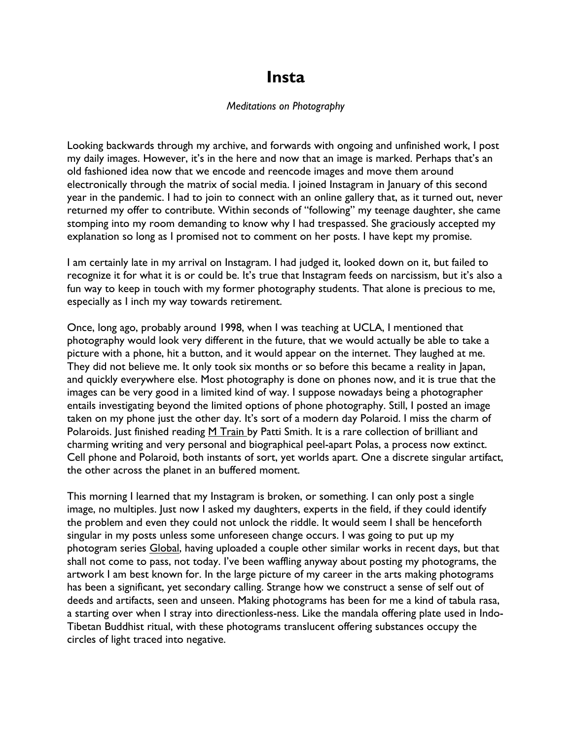# Insta

*Meditations on Photography*

Looking backwards through my archive, and forwards with ongoing and unfinished work, I post my daily images. However, it's in the here and now that an image is marked. Perhaps that's an old fashioned idea now that we encode and reencode images and move them around electronically through the matrix of social media. I joined Instagram in January of this second year in the pandemic. I had to join to connect with an online gallery that, as it turned out, never returned my offer to contribute. Within seconds of "following" my teenage daughter, she came stomping into my room demanding to know why I had trespassed. She graciously accepted my explanation so long as I promised not to comment on her posts. I have kept my promise.

I am certainly late in my arrival on Instagram. I had judged it, looked down on it, but failed to recognize it for what it is or could be. It's true that Instagram feeds on narcissism, but it's also a fun way to keep in touch with my former photography students. That alone is precious to me, especially as I inch my way towards retirement.

Once, long ago, probably around 1998, when I was teaching at UCLA, I mentioned that photography would look very different in the future, that we would actually be able to take a picture with a phone, hit a button, and it would appear on the internet. They laughed at me. They did not believe me. It only took six months or so before this became a reality in Japan, and quickly everywhere else. Most photography is done on phones now, and it is true that the images can be very good in a limited kind of way. I suppose nowadays being a photographer entails investigating beyond the limited options of phone photography. Still, I posted an image taken on my phone just the other day. It's sort of a modern day Polaroid. I miss the charm of Polaroids. Just finished reading M Train by Patti Smith. It is a rare collection of brilliant and charming writing and very personal and biographical peel-apart Polas, a process now extinct. Cell phone and Polaroid, both instants of sort, yet worlds apart. One a discrete singular artifact, the other across the planet in an buffered moment.

This morning I learned that my Instagram is broken, or something. I can only post a single image, no multiples. Just now I asked my daughters, experts in the field, if they could identify the problem and even they could not unlock the riddle. It would seem I shall be henceforth singular in my posts unless some unforeseen change occurs. I was going to put up my photogram series Global, having uploaded a couple other similar works in recent days, but that shall not come to pass, not today. I've been waffling anyway about posting my photograms, the artwork I am best known for. In the large picture of my career in the arts making photograms has been a significant, yet secondary calling. Strange how we construct a sense of self out of deeds and artifacts, seen and unseen. Making photograms has been for me a kind of tabula rasa, a starting over when I stray into directionless-ness. Like the mandala offering plate used in Indo-Tibetan Buddhist ritual, with these photograms translucent offering substances occupy the circles of light traced into negative.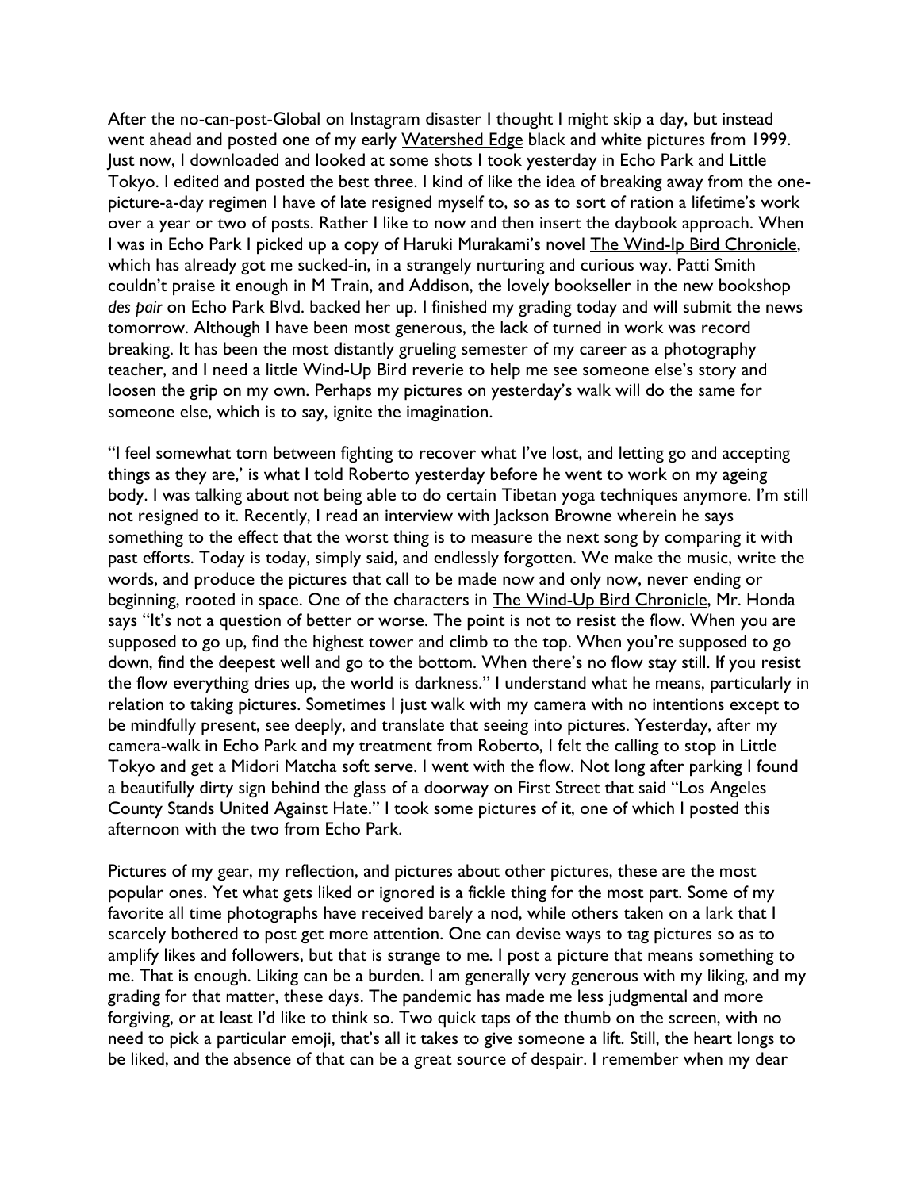After the no-can-post-Global on Instagram disaster I thought I might skip a day, but instead went ahead and posted one of my early Watershed Edge black and white pictures from 1999. Just now, I downloaded and looked at some shots I took yesterday in Echo Park and Little Tokyo. I edited and posted the best three. I kind of like the idea of breaking away from the one-picture-a-day regimen I have of late resigned myself to, so as to sort of ration a lifetime's work over a year or two of posts. Rather I like to now and then insert the daybook approach. When I was in Echo Park I picked up a copy of Haruki Murakami's novel The Wind-Ip Bird Chronicle, which has already got me sucked-in, in a strangely nurturing and curious way. Patti Smith couldn't praise it enough in M Train, and Addison, the lovely bookseller in the new bookshop *des pair* on Echo Park Blvd. backed her up. I finished my grading today and will submit the news tomorrow. Although I have been most generous, the lack of turned in work was record breaking. It has been the most distantly grueling semester of my career as a photography teacher, and I need a little Wind-Up Bird reverie to help me see someone else's story and loosen the grip on my own. Perhaps my pictures on yesterday's walk will do the same for someone else, which is to say, ignite the imagination.

"I feel somewhat torn between fighting to recover what I've lost, and letting go and accepting things as they are,' is what I told Roberto yesterday before he went to work on my ageing body. I was talking about not being able to do certain Tibetan yoga techniques anymore. I'm still not resigned to it. Recently, I read an interview with Jackson Browne wherein he says something to the effect that the worst thing is to measure the next song by comparing it with past efforts. Today is today, simply said, and endlessly forgotten. We make the music, write the words, and produce the pictures that call to be made now and only now, never ending or beginning, rooted in space. One of the characters in The Wind-Up Bird Chronicle, Mr. Honda says "It's not a question of better or worse. The point is not to resist the flow. When you are supposed to go up, find the highest tower and climb to the top. When you're supposed to go down, find the deepest well and go to the bottom. When there's no flow stay still. If you resist the flow everything dries up, the world is darkness." I understand what he means, particularly in relation to taking pictures. Sometimes I just walk with my camera with no intentions except to be mindfully present, see deeply, and translate that seeing into pictures. Yesterday, after my camera-walk in Echo Park and my treatment from Roberto, I felt the calling to stop in Little Tokyo and get a Midori Matcha soft serve. I went with the flow. Not long after parking I found a beautifully dirty sign behind the glass of a doorway on First Street that said "Los Angeles County Stands United Against Hate." I took some pictures of it, one of which I posted this afternoon with the two from Echo Park.

Pictures of my gear, my reflection, and pictures about other pictures, these are the most popular ones. Yet what gets liked or ignored is a fickle thing for the most part. Some of my favorite all time photographs have received barely a nod, while others taken on a lark that I scarcely bothered to post get more attention. One can devise ways to tag pictures so as to amplify likes and followers, but that is strange to me. I post a picture that means something to me. That is enough. Liking can be a burden. I am generally very generous with my liking, and my grading for that matter, these days. The pandemic has made me less judgmental and more forgiving, or at least I'd like to think so. Two quick taps of the thumb on the screen, with no need to pick a particular emoji, that's all it takes to give someone a lift. Still, the heart longs to be liked, and the absence of that can be a great source of despair. I remember when my dear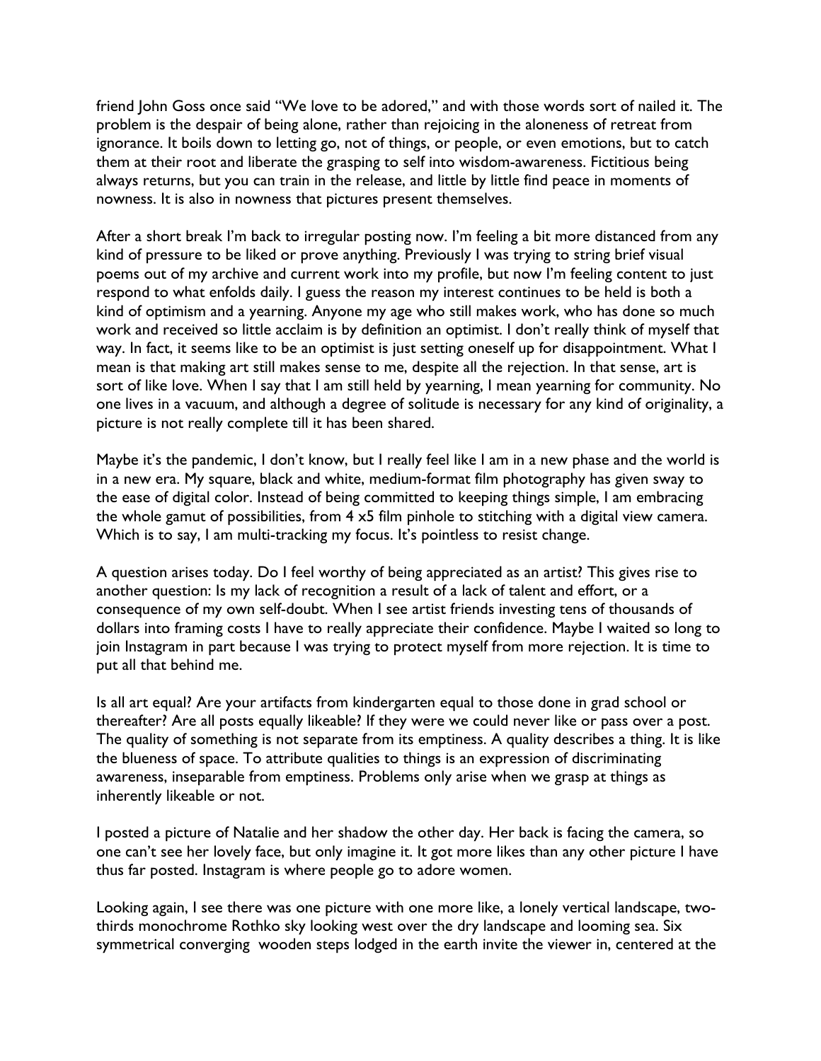friend John Goss once said "We love to be adored," and with those words sort of nailed it. The problem is the despair of being alone, rather than rejoicing in the aloneness of retreat from ignorance. It boils down to letting go, not of things, or people, or even emotions, but to catch them at their root and liberate the grasping to self into wisdom-awareness. Fictitious being always returns, but you can train in the release, and little by little find peace in moments of nowness. It is also in nowness that pictures present themselves.

After a short break I'm back to irregular posting now. I'm feeling a bit more distanced from any kind of pressure to be liked or prove anything. Previously I was trying to string brief visual poems out of my archive and current work into my profile, but now I'm feeling content to just respond to what enfolds daily. I guess the reason my interest continues to be held is both a kind of optimism and a yearning. Anyone my age who still makes work, who has done so much work and received so little acclaim is by definition an optimist. I don't really think of myself that way. In fact, it seems like to be an optimist is just setting oneself up for disappointment. What I mean is that making art still makes sense to me, despite all the rejection. In that sense, art is sort of like love. When I say that I am still held by yearning, I mean yearning for community. No one lives in a vacuum, and although a degree of solitude is necessary for any kind of originality, a picture is not really complete till it has been shared.

Maybe it's the pandemic, I don't know, but I really feel like I am in a new phase and the world is in a new era. My square, black and white, medium-format film photography has given sway to the ease of digital color. Instead of being committed to keeping things simple, I am embracing the whole gamut of possibilities, from 4 x5 film pinhole to stitching with a digital view camera. Which is to say, I am multi-tracking my focus. It's pointless to resist change.

A question arises today. Do I feel worthy of being appreciated as an artist? This gives rise to another question: Is my lack of recognition a result of a lack of talent and effort, or a consequence of my own self-doubt. When I see artist friends investing tens of thousands of dollars into framing costs I have to really appreciate their confidence. Maybe I waited so long to join Instagram in part because I was trying to protect myself from more rejection. It is time to put all that behind me.

Is all art equal? Are your artifacts from kindergarten equal to those done in grad school or thereafter? Are all posts equally likeable? If they were we could never like or pass over a post. The quality of something is not separate from its emptiness. A quality describes a thing. It is like the blueness of space. To attribute qualities to things is an expression of discriminating awareness, inseparable from emptiness. Problems only arise when we grasp at things as inherently likeable or not.

I posted a picture of Natalie and her shadow the other day. Her back is facing the camera, so one can't see her lovely face, but only imagine it. It got more likes than any other picture I have thus far posted. Instagram is where people go to adore women.

Looking again, I see there was one picture with one more like, a lonely vertical landscape, two-thirds monochrome Rothko sky looking west over the dry landscape and looming sea. Six symmetrical converging wooden steps lodged in the earth invite the viewer in, centered at the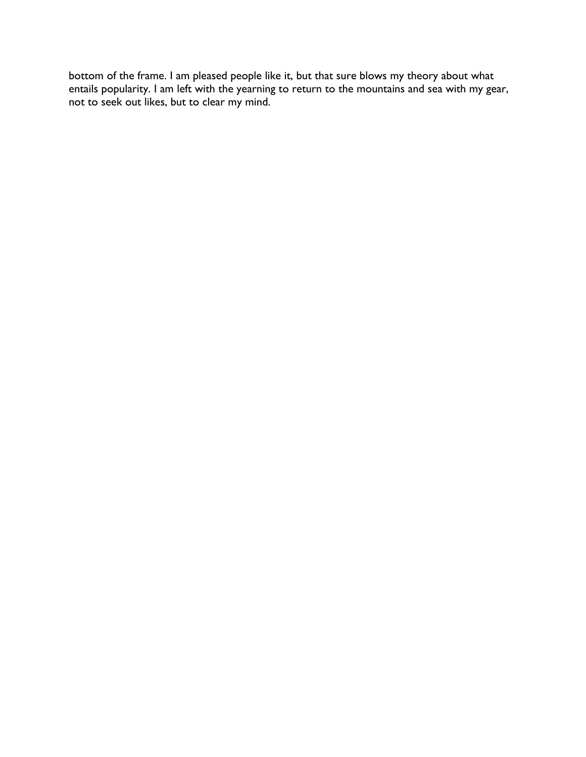bottom of the frame. I am pleased people like it, but that sure blows my theory about what entails popularity. I am left with the yearning to return to the mountains and sea with my gear, not to seek out likes, but to clear my mind.